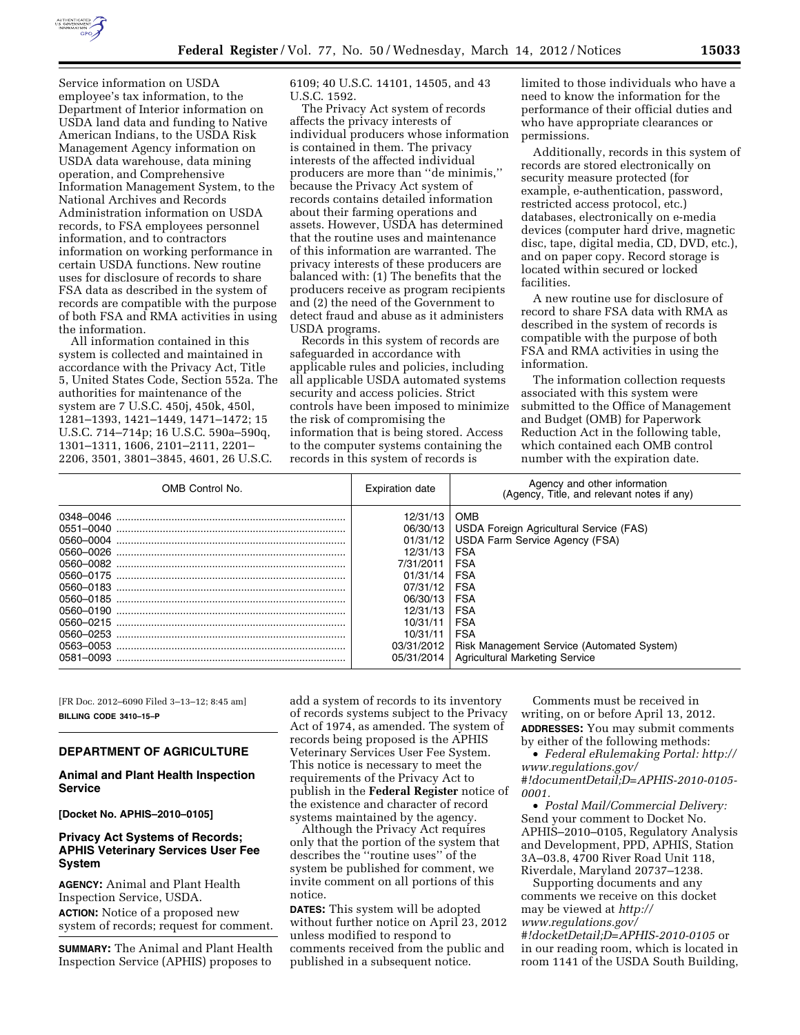Service information on USDA employee's tax information, to the Department of Interior information on USDA land data and funding to Native American Indians, to the USDA Risk Management Agency information on USDA data warehouse, data mining operation, and Comprehensive Information Management System, to the National Archives and Records Administration information on USDA records, to FSA employees personnel information, and to contractors information on working performance in certain USDA functions. New routine uses for disclosure of records to share FSA data as described in the system of records are compatible with the purpose of both FSA and RMA activities in using the information.

All information contained in this system is collected and maintained in accordance with the Privacy Act, Title 5, United States Code, Section 552a. The authorities for maintenance of the system are 7 U.S.C. 450j, 450k, 450l, 1281–1393, 1421–1449, 1471–1472; 15 U.S.C. 714–714p; 16 U.S.C. 590a–590q, 1301–1311, 1606, 2101–2111, 2201–2206, 3501, 3801–3845, 4601, 26 U.S.C. 6109; 40 U.S.C. 14101, 14505, and 43 U.S.C. 1592.

The Privacy Act system of records affects the privacy interests of individual producers whose information is contained in them. The privacy interests of the affected individual producers are more than ''de minimis,'' because the Privacy Act system of records contains detailed information about their farming operations and assets. However, USDA has determined that the routine uses and maintenance of this information are warranted. The privacy interests of these producers are balanced with: (1) The benefits that the producers receive as program recipients and (2) the need of the Government to detect fraud and abuse as it administers USDA programs.

Records in this system of records are safeguarded in accordance with applicable rules and policies, including all applicable USDA automated systems security and access policies. Strict controls have been imposed to minimize the risk of compromising the information that is being stored. Access to the computer systems containing the records in this system of records is limited to those individuals who have a need to know the information for the performance of their official duties and who have appropriate clearances or permissions.

Additionally, records in this system of records are stored electronically on security measure protected (for example, e-authentication, password, restricted access protocol, etc.) databases, electronically on e-media devices (computer hard drive, magnetic disc, tape, digital media, CD, DVD, etc.), and on paper copy. Record storage is located within secured or locked facilities.

A new routine use for disclosure of record to share FSA data with RMA as described in the system of records is compatible with the purpose of both FSA and RMA activities in using the information.

The information collection requests associated with this system were submitted to the Office of Management and Budget (OMB) for Paperwork Reduction Act in the following table, which contained each OMB control number with the expiration date.

| OMB Control No. | Expiration date | Agency and other information (Agency, Title, and relevant notes if any) |
|---|---|---|
| 0348–0046 | 12/31/13 | OMB |
| 0551–0040 | 06/30/13 | USDA Foreign Agricultural Service (FAS) |
| 0560–0004 | 01/31/12 | USDA Farm Service Agency (FSA) |
| 0560–0026 | 12/31/13 | FSA |
| 0560–0082 | 7/31/2011 | FSA |
| 0560–0175 | 01/31/14 | FSA |
| 0560–0183 | 07/31/12 | FSA |
| 0560–0185 | 06/30/13 | FSA |
| 0560–0190 | 12/31/13 | FSA |
| 0560–0215 | 10/31/11 | FSA |
| 0560–0253 | 10/31/11 | FSA |
| 0563–0053 | 03/31/2012 | Risk Management Service (Automated System) |
| 0581–0093 | 05/31/2014 | Agricultural Marketing Service |

[FR Doc. 2012–6090 Filed 3–13–12; 8:45 am]

**BILLING CODE 3410–15–P**

## DEPARTMENT OF AGRICULTURE

### Animal and Plant Health Inspection Service

**[Docket No. APHIS–2010–0105]**

### Privacy Act Systems of Records; APHIS Veterinary Services User Fee System

**AGENCY:** Animal and Plant Health Inspection Service, USDA.

**ACTION:** Notice of a proposed new system of records; request for comment.

**SUMMARY:** The Animal and Plant Health Inspection Service (APHIS) proposes to add a system of records to its inventory of records systems subject to the Privacy Act of 1974, as amended. The system of records being proposed is the APHIS Veterinary Services User Fee System. This notice is necessary to meet the requirements of the Privacy Act to publish in the **Federal Register** notice of the existence and character of record systems maintained by the agency.

Although the Privacy Act requires only that the portion of the system that describes the ''routine uses'' of the system be published for comment, we invite comment on all portions of this notice.

**DATES:** This system will be adopted without further notice on April 23, 2012 unless modified to respond to comments received from the public and published in a subsequent notice.

Comments must be received in writing, on or before April 13, 2012.

**ADDRESSES:** You may submit comments by either of the following methods:

- *Federal eRulemaking Portal: http://www.regulations.gov/#!documentDetail;D=APHIS-2010-0105-0001.*
- *Postal Mail/Commercial Delivery:* Send your comment to Docket No. APHIS–2010–0105, Regulatory Analysis and Development, PPD, APHIS, Station 3A–03.8, 4700 River Road Unit 118, Riverdale, Maryland 20737–1238.

Supporting documents and any comments we receive on this docket may be viewed at *http://www.regulations.gov/#!docketDetail;D=APHIS-2010-0105* or in our reading room, which is located in room 1141 of the USDA South Building,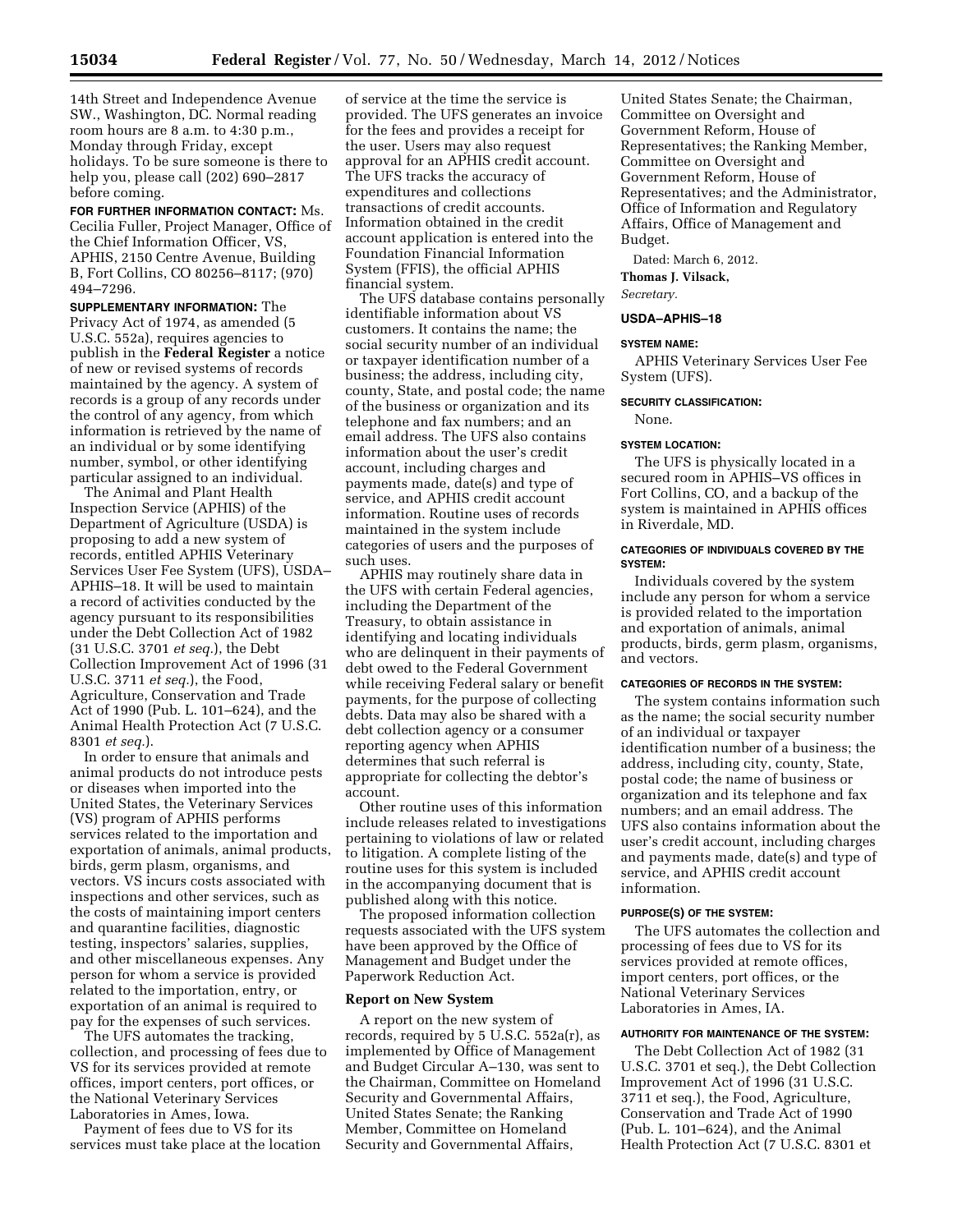14th Street and Independence Avenue SW., Washington, DC. Normal reading room hours are 8 a.m. to 4:30 p.m., Monday through Friday, except holidays. To be sure someone is there to help you, please call (202) 690–2817 before coming.

**FOR FURTHER INFORMATION CONTACT:** Ms. Cecilia Fuller, Project Manager, Office of the Chief Information Officer, VS, APHIS, 2150 Centre Avenue, Building B, Fort Collins, CO 80256–8117; (970) 494–7296.

**SUPPLEMENTARY INFORMATION:** The Privacy Act of 1974, as amended (5 U.S.C. 552a), requires agencies to publish in the **Federal Register** a notice of new or revised systems of records maintained by the agency. A system of records is a group of any records under the control of any agency, from which information is retrieved by the name of an individual or by some identifying number, symbol, or other identifying particular assigned to an individual.

The Animal and Plant Health Inspection Service (APHIS) of the Department of Agriculture (USDA) is proposing to add a new system of records, entitled APHIS Veterinary Services User Fee System (UFS), USDA–APHIS–18. It will be used to maintain a record of activities conducted by the agency pursuant to its responsibilities under the Debt Collection Act of 1982 (31 U.S.C. 3701 *et seq.*), the Debt Collection Improvement Act of 1996 (31 U.S.C. 3711 *et seq.*), the Food, Agriculture, Conservation and Trade Act of 1990 (Pub. L. 101–624), and the Animal Health Protection Act (7 U.S.C. 8301 *et seq.*).

In order to ensure that animals and animal products do not introduce pests or diseases when imported into the United States, the Veterinary Services (VS) program of APHIS performs services related to the importation and exportation of animals, animal products, birds, germ plasm, organisms, and vectors. VS incurs costs associated with inspections and other services, such as the costs of maintaining import centers and quarantine facilities, diagnostic testing, inspectors' salaries, supplies, and other miscellaneous expenses. Any person for whom a service is provided related to the importation, entry, or exportation of an animal is required to pay for the expenses of such services.

The UFS automates the tracking, collection, and processing of fees due to VS for its services provided at remote offices, import centers, port offices, or the National Veterinary Services Laboratories in Ames, Iowa.

Payment of fees due to VS for its services must take place at the location of service at the time the service is provided. The UFS generates an invoice for the fees and provides a receipt for the user. Users may also request approval for an APHIS credit account. The UFS tracks the accuracy of expenditures and collections transactions of credit accounts. Information obtained in the credit account application is entered into the Foundation Financial Information System (FFIS), the official APHIS financial system.

The UFS database contains personally identifiable information about VS customers. It contains the name; the social security number of an individual or taxpayer identification number of a business; the address, including city, county, State, and postal code; the name of the business or organization and its telephone and fax numbers; and an email address. The UFS also contains information about the user's credit account, including charges and payments made, date(s) and type of service, and APHIS credit account information. Routine uses of records maintained in the system include categories of users and the purposes of such uses.

APHIS may routinely share data in the UFS with certain Federal agencies, including the Department of the Treasury, to obtain assistance in identifying and locating individuals who are delinquent in their payments of debt owed to the Federal Government while receiving Federal salary or benefit payments, for the purpose of collecting debts. Data may also be shared with a debt collection agency or a consumer reporting agency when APHIS determines that such referral is appropriate for collecting the debtor's account.

Other routine uses of this information include releases related to investigations pertaining to violations of law or related to litigation. A complete listing of the routine uses for this system is included in the accompanying document that is published along with this notice.

The proposed information collection requests associated with the UFS system have been approved by the Office of Management and Budget under the Paperwork Reduction Act.

## Report on New System

A report on the new system of records, required by 5 U.S.C. 552a(r), as implemented by Office of Management and Budget Circular A–130, was sent to the Chairman, Committee on Homeland Security and Governmental Affairs, United States Senate; the Ranking Member, Committee on Homeland Security and Governmental Affairs, United States Senate; the Chairman, Committee on Oversight and Government Reform, House of Representatives; the Ranking Member, Committee on Oversight and Government Reform, House of Representatives; and the Administrator, Office of Information and Regulatory Affairs, Office of Management and Budget.

Dated: March 6, 2012.

**Thomas J. Vilsack,**

*Secretary.*

### USDA–APHIS–18

#### SYSTEM NAME:

APHIS Veterinary Services User Fee System (UFS).

#### SECURITY CLASSIFICATION:

None.

#### SYSTEM LOCATION:

The UFS is physically located in a secured room in APHIS–VS offices in Fort Collins, CO, and a backup of the system is maintained in APHIS offices in Riverdale, MD.

#### CATEGORIES OF INDIVIDUALS COVERED BY THE SYSTEM:

Individuals covered by the system include any person for whom a service is provided related to the importation and exportation of animals, animal products, birds, germ plasm, organisms, and vectors.

#### CATEGORIES OF RECORDS IN THE SYSTEM:

The system contains information such as the name; the social security number of an individual or taxpayer identification number of a business; the address, including city, county, State, postal code; the name of business or organization and its telephone and fax numbers; and an email address. The UFS also contains information about the user's credit account, including charges and payments made, date(s) and type of service, and APHIS credit account information.

#### PURPOSE(S) OF THE SYSTEM:

The UFS automates the collection and processing of fees due to VS for its services provided at remote offices, import centers, port offices, or the National Veterinary Services Laboratories in Ames, IA.

#### AUTHORITY FOR MAINTENANCE OF THE SYSTEM:

The Debt Collection Act of 1982 (31 U.S.C. 3701 et seq.), the Debt Collection Improvement Act of 1996 (31 U.S.C. 3711 et seq.), the Food, Agriculture, Conservation and Trade Act of 1990 (Pub. L. 101–624), and the Animal Health Protection Act (7 U.S.C. 8301 et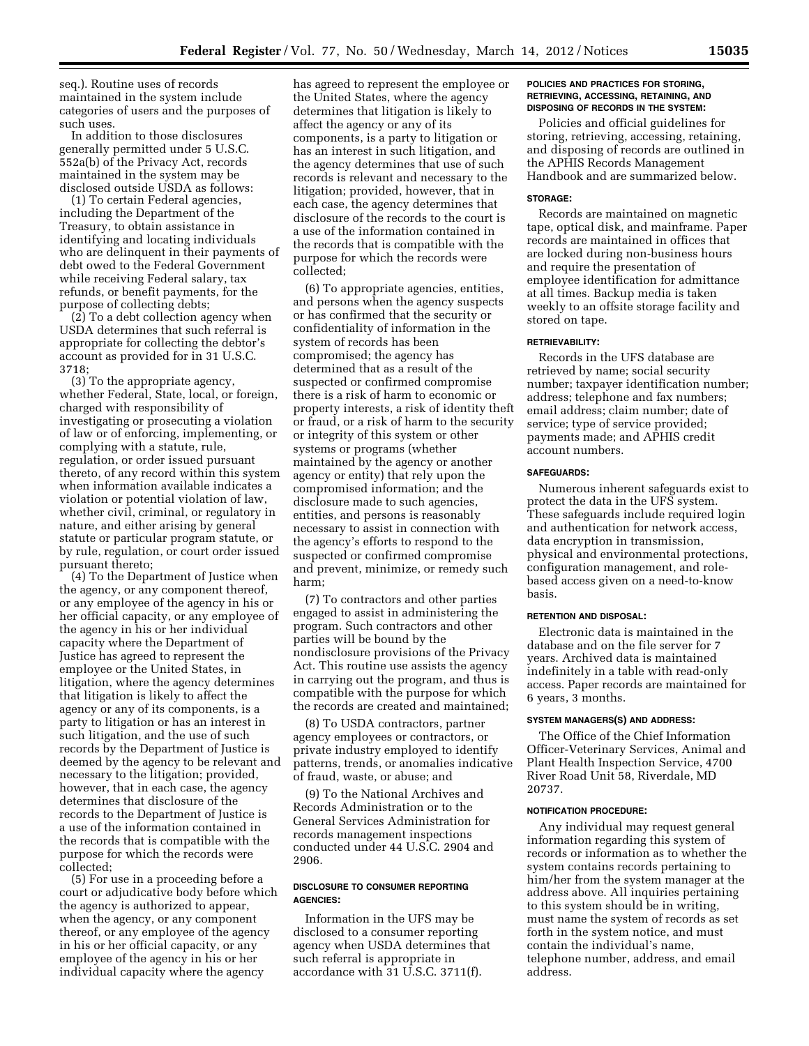seq.). Routine uses of records maintained in the system include categories of users and the purposes of such uses.

In addition to those disclosures generally permitted under 5 U.S.C. 552a(b) of the Privacy Act, records maintained in the system may be disclosed outside USDA as follows:

(1) To certain Federal agencies, including the Department of the Treasury, to obtain assistance in identifying and locating individuals who are delinquent in their payments of debt owed to the Federal Government while receiving Federal salary, tax refunds, or benefit payments, for the purpose of collecting debts;

(2) To a debt collection agency when USDA determines that such referral is appropriate for collecting the debtor's account as provided for in 31 U.S.C. 3718;

(3) To the appropriate agency, whether Federal, State, local, or foreign, charged with responsibility of investigating or prosecuting a violation of law or of enforcing, implementing, or complying with a statute, rule, regulation, or order issued pursuant thereto, of any record within this system when information available indicates a violation or potential violation of law, whether civil, criminal, or regulatory in nature, and either arising by general statute or particular program statute, or by rule, regulation, or court order issued pursuant thereto;

(4) To the Department of Justice when the agency, or any component thereof, or any employee of the agency in his or her official capacity, or any employee of the agency in his or her individual capacity where the Department of Justice has agreed to represent the employee or the United States, in litigation, where the agency determines that litigation is likely to affect the agency or any of its components, is a party to litigation or has an interest in such litigation, and the use of such records by the Department of Justice is deemed by the agency to be relevant and necessary to the litigation; provided, however, that in each case, the agency determines that disclosure of the records to the Department of Justice is a use of the information contained in the records that is compatible with the purpose for which the records were collected;

(5) For use in a proceeding before a court or adjudicative body before which the agency is authorized to appear, when the agency, or any component thereof, or any employee of the agency in his or her official capacity, or any employee of the agency in his or her individual capacity where the agency has agreed to represent the employee or the United States, where the agency determines that litigation is likely to affect the agency or any of its components, is a party to litigation or has an interest in such litigation, and the agency determines that use of such records is relevant and necessary to the litigation; provided, however, that in each case, the agency determines that disclosure of the records to the court is a use of the information contained in the records that is compatible with the purpose for which the records were collected;

(6) To appropriate agencies, entities, and persons when the agency suspects or has confirmed that the security or confidentiality of information in the system of records has been compromised; the agency has determined that as a result of the suspected or confirmed compromise there is a risk of harm to economic or property interests, a risk of identity theft or fraud, or a risk of harm to the security or integrity of this system or other systems or programs (whether maintained by the agency or another agency or entity) that rely upon the compromised information; and the disclosure made to such agencies, entities, and persons is reasonably necessary to assist in connection with the agency's efforts to respond to the suspected or confirmed compromise and prevent, minimize, or remedy such harm;

(7) To contractors and other parties engaged to assist in administering the program. Such contractors and other parties will be bound by the nondisclosure provisions of the Privacy Act. This routine use assists the agency in carrying out the program, and thus is compatible with the purpose for which the records are created and maintained;

(8) To USDA contractors, partner agency employees or contractors, or private industry employed to identify patterns, trends, or anomalies indicative of fraud, waste, or abuse; and

(9) To the National Archives and Records Administration or to the General Services Administration for records management inspections conducted under 44 U.S.C. 2904 and 2906.

#### DISCLOSURE TO CONSUMER REPORTING AGENCIES:

Information in the UFS may be disclosed to a consumer reporting agency when USDA determines that such referral is appropriate in accordance with 31 U.S.C. 3711(f).

#### POLICIES AND PRACTICES FOR STORING, RETRIEVING, ACCESSING, RETAINING, AND DISPOSING OF RECORDS IN THE SYSTEM:

Policies and official guidelines for storing, retrieving, accessing, retaining, and disposing of records are outlined in the APHIS Records Management Handbook and are summarized below.

#### STORAGE:

Records are maintained on magnetic tape, optical disk, and mainframe. Paper records are maintained in offices that are locked during non-business hours and require the presentation of employee identification for admittance at all times. Backup media is taken weekly to an offsite storage facility and stored on tape.

#### RETRIEVABILITY:

Records in the UFS database are retrieved by name; social security number; taxpayer identification number; address; telephone and fax numbers; email address; claim number; date of service; type of service provided; payments made; and APHIS credit account numbers.

#### SAFEGUARDS:

Numerous inherent safeguards exist to protect the data in the UFS system. These safeguards include required login and authentication for network access, data encryption in transmission, physical and environmental protections, configuration management, and role-based access given on a need-to-know basis.

#### RETENTION AND DISPOSAL:

Electronic data is maintained in the database and on the file server for 7 years. Archived data is maintained indefinitely in a table with read-only access. Paper records are maintained for 6 years, 3 months.

#### SYSTEM MANAGERS(S) AND ADDRESS:

The Office of the Chief Information Officer-Veterinary Services, Animal and Plant Health Inspection Service, 4700 River Road Unit 58, Riverdale, MD 20737.

#### NOTIFICATION PROCEDURE:

Any individual may request general information regarding this system of records or information as to whether the system contains records pertaining to him/her from the system manager at the address above. All inquiries pertaining to this system should be in writing, must name the system of records as set forth in the system notice, and must contain the individual's name, telephone number, address, and email address.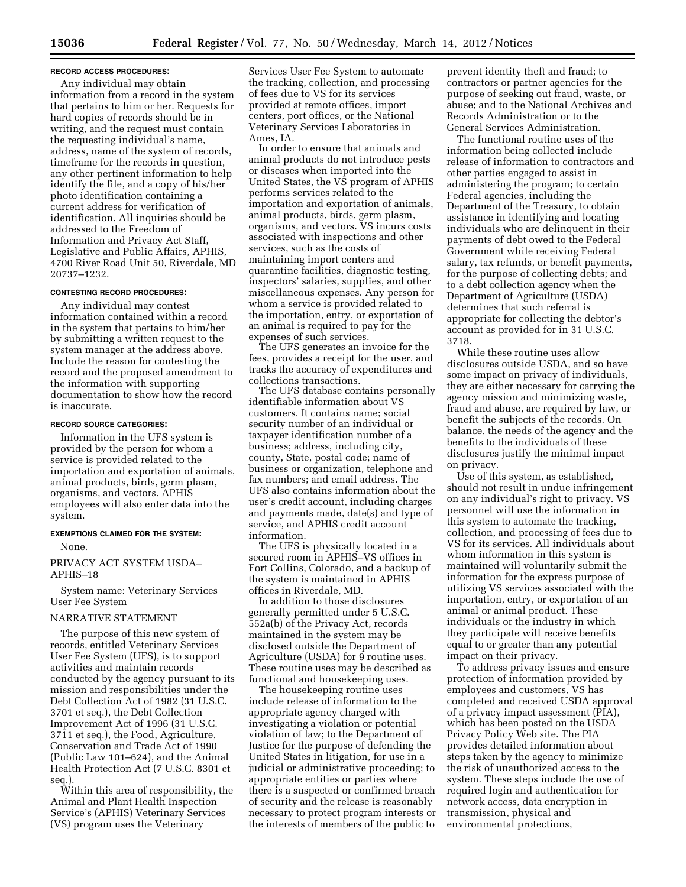**RECORD ACCESS PROCEDURES:**

Any individual may obtain information from a record in the system that pertains to him or her. Requests for hard copies of records should be in writing, and the request must contain the requesting individual's name, address, name of the system of records, timeframe for the records in question, any other pertinent information to help identify the file, and a copy of his/her photo identification containing a current address for verification of identification. All inquiries should be addressed to the Freedom of Information and Privacy Act Staff, Legislative and Public Affairs, APHIS, 4700 River Road Unit 50, Riverdale, MD 20737–1232.

**CONTESTING RECORD PROCEDURES:**

Any individual may contest information contained within a record in the system that pertains to him/her by submitting a written request to the system manager at the address above. Include the reason for contesting the record and the proposed amendment to the information with supporting documentation to show how the record is inaccurate.

**RECORD SOURCE CATEGORIES:**

Information in the UFS system is provided by the person for whom a service is provided related to the importation and exportation of animals, animal products, birds, germ plasm, organisms, and vectors. APHIS employees will also enter data into the system.

**EXEMPTIONS CLAIMED FOR THE SYSTEM:**

None.

PRIVACY ACT SYSTEM USDA–APHIS–18

System name: Veterinary Services User Fee System

NARRATIVE STATEMENT

The purpose of this new system of records, entitled Veterinary Services User Fee System (UFS), is to support activities and maintain records conducted by the agency pursuant to its mission and responsibilities under the Debt Collection Act of 1982 (31 U.S.C. 3701 et seq.), the Debt Collection Improvement Act of 1996 (31 U.S.C. 3711 et seq.), the Food, Agriculture, Conservation and Trade Act of 1990 (Public Law 101–624), and the Animal Health Protection Act (7 U.S.C. 8301 et seq.).

Within this area of responsibility, the Animal and Plant Health Inspection Service's (APHIS) Veterinary Services (VS) program uses the Veterinary Services User Fee System to automate the tracking, collection, and processing of fees due to VS for its services provided at remote offices, import centers, port offices, or the National Veterinary Services Laboratories in Ames, IA.

In order to ensure that animals and animal products do not introduce pests or diseases when imported into the United States, the VS program of APHIS performs services related to the importation and exportation of animals, animal products, birds, germ plasm, organisms, and vectors. VS incurs costs associated with inspections and other services, such as the costs of maintaining import centers and quarantine facilities, diagnostic testing, inspectors' salaries, supplies, and other miscellaneous expenses. Any person for whom a service is provided related to the importation, entry, or exportation of an animal is required to pay for the expenses of such services.

The UFS generates an invoice for the fees, provides a receipt for the user, and tracks the accuracy of expenditures and collections transactions.

The UFS database contains personally identifiable information about VS customers. It contains name; social security number of an individual or taxpayer identification number of a business; address, including city, county, State, postal code; name of business or organization, telephone and fax numbers; and email address. The UFS also contains information about the user's credit account, including charges and payments made, date(s) and type of service, and APHIS credit account information.

The UFS is physically located in a secured room in APHIS–VS offices in Fort Collins, Colorado, and a backup of the system is maintained in APHIS offices in Riverdale, MD.

In addition to those disclosures generally permitted under 5 U.S.C. 552a(b) of the Privacy Act, records maintained in the system may be disclosed outside the Department of Agriculture (USDA) for 9 routine uses. These routine uses may be described as functional and housekeeping uses.

The housekeeping routine uses include release of information to the appropriate agency charged with investigating a violation or potential violation of law; to the Department of Justice for the purpose of defending the United States in litigation, for use in a judicial or administrative proceeding; to appropriate entities or parties where there is a suspected or confirmed breach of security and the release is reasonably necessary to protect program interests or the interests of members of the public to prevent identity theft and fraud; to contractors or partner agencies for the purpose of seeking out fraud, waste, or abuse; and to the National Archives and Records Administration or to the General Services Administration.

The functional routine uses of the information being collected include release of information to contractors and other parties engaged to assist in administering the program; to certain Federal agencies, including the Department of the Treasury, to obtain assistance in identifying and locating individuals who are delinquent in their payments of debt owed to the Federal Government while receiving Federal salary, tax refunds, or benefit payments, for the purpose of collecting debts; and to a debt collection agency when the Department of Agriculture (USDA) determines that such referral is appropriate for collecting the debtor's account as provided for in 31 U.S.C. 3718.

While these routine uses allow disclosures outside USDA, and so have some impact on privacy of individuals, they are either necessary for carrying the agency mission and minimizing waste, fraud and abuse, are required by law, or benefit the subjects of the records. On balance, the needs of the agency and the benefits to the individuals of these disclosures justify the minimal impact on privacy.

Use of this system, as established, should not result in undue infringement on any individual's right to privacy. VS personnel will use the information in this system to automate the tracking, collection, and processing of fees due to VS for its services. All individuals about whom information in this system is maintained will voluntarily submit the information for the express purpose of utilizing VS services associated with the importation, entry, or exportation of an animal or animal product. These individuals or the industry in which they participate will receive benefits equal to or greater than any potential impact on their privacy.

To address privacy issues and ensure protection of information provided by employees and customers, VS has completed and received USDA approval of a privacy impact assessment (PIA), which has been posted on the USDA Privacy Policy Web site. The PIA provides detailed information about steps taken by the agency to minimize the risk of unauthorized access to the system. These steps include the use of required login and authentication for network access, data encryption in transmission, physical and environmental protections,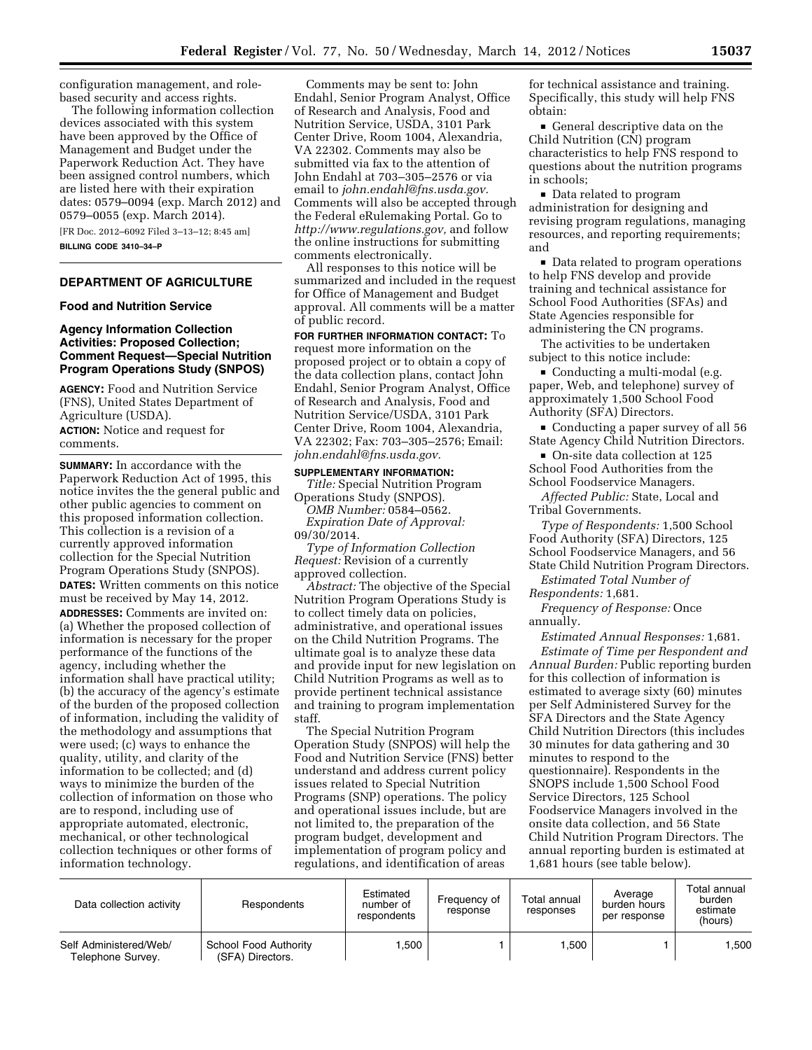configuration management, and role-based security and access rights.

The following information collection devices associated with this system have been approved by the Office of Management and Budget under the Paperwork Reduction Act. They have been assigned control numbers, which are listed here with their expiration dates: 0579–0094 (exp. March 2012) and 0579–0055 (exp. March 2014).

[FR Doc. 2012–6092 Filed 3–13–12; 8:45 am]

**BILLING CODE 3410–34–P**

---

## DEPARTMENT OF AGRICULTURE

### Food and Nutrition Service

### Agency Information Collection Activities: Proposed Collection; Comment Request—Special Nutrition Program Operations Study (SNPOS)

**AGENCY:** Food and Nutrition Service (FNS), United States Department of Agriculture (USDA).

**ACTION:** Notice and request for comments.

**SUMMARY:** In accordance with the Paperwork Reduction Act of 1995, this notice invites the the general public and other public agencies to comment on this proposed information collection. This collection is a revision of a currently approved information collection for the Special Nutrition Program Operations Study (SNPOS).

**DATES:** Written comments on this notice must be received by May 14, 2012.

**ADDRESSES:** Comments are invited on: (a) Whether the proposed collection of information is necessary for the proper performance of the functions of the agency, including whether the information shall have practical utility; (b) the accuracy of the agency's estimate of the burden of the proposed collection of information, including the validity of the methodology and assumptions that were used; (c) ways to enhance the quality, utility, and clarity of the information to be collected; and (d) ways to minimize the burden of the collection of information on those who are to respond, including use of appropriate automated, electronic, mechanical, or other technological collection techniques or other forms of information technology.

Comments may be sent to: John Endahl, Senior Program Analyst, Office of Research and Analysis, Food and Nutrition Service, USDA, 3101 Park Center Drive, Room 1004, Alexandria, VA 22302. Comments may also be submitted via fax to the attention of John Endahl at 703–305–2576 or via email to *john.endahl@fns.usda.gov.* Comments will also be accepted through the Federal eRulemaking Portal. Go to *http://www.regulations.gov,* and follow the online instructions for submitting comments electronically.

All responses to this notice will be summarized and included in the request for Office of Management and Budget approval. All comments will be a matter of public record.

**FOR FURTHER INFORMATION CONTACT:** To request more information on the proposed project or to obtain a copy of the data collection plans, contact John Endahl, Senior Program Analyst, Office of Research and Analysis, Food and Nutrition Service/USDA, 3101 Park Center Drive, Room 1004, Alexandria, VA 22302; Fax: 703–305–2576; Email: *john.endahl@fns.usda.gov.*

**SUPPLEMENTARY INFORMATION:**

*Title:* Special Nutrition Program Operations Study (SNPOS).

*OMB Number:* 0584–0562.

*Expiration Date of Approval:* 09/30/2014.

*Type of Information Collection Request:* Revision of a currently approved collection.

*Abstract:* The objective of the Special Nutrition Program Operations Study is to collect timely data on policies, administrative, and operational issues on the Child Nutrition Programs. The ultimate goal is to analyze these data and provide input for new legislation on Child Nutrition Programs as well as to provide pertinent technical assistance and training to program implementation staff.

The Special Nutrition Program Operation Study (SNPOS) will help the Food and Nutrition Service (FNS) better understand and address current policy issues related to Special Nutrition Programs (SNP) operations. The policy and operational issues include, but are not limited to, the preparation of the program budget, development and implementation of program policy and regulations, and identification of areas for technical assistance and training. Specifically, this study will help FNS obtain:

- General descriptive data on the Child Nutrition (CN) program characteristics to help FNS respond to questions about the nutrition programs in schools;
- Data related to program administration for designing and revising program regulations, managing resources, and reporting requirements; and
- Data related to program operations to help FNS develop and provide training and technical assistance for School Food Authorities (SFAs) and State Agencies responsible for administering the CN programs.

The activities to be undertaken subject to this notice include:

- Conducting a multi-modal (e.g. paper, Web, and telephone) survey of approximately 1,500 School Food Authority (SFA) Directors.
- Conducting a paper survey of all 56 State Agency Child Nutrition Directors.
- On-site data collection at 125 School Food Authorities from the School Foodservice Managers.

*Affected Public:* State, Local and Tribal Governments.

*Type of Respondents:* 1,500 School Food Authority (SFA) Directors, 125 School Foodservice Managers, and 56 State Child Nutrition Program Directors.

*Estimated Total Number of Respondents:* 1,681.

*Frequency of Response:* Once annually.

*Estimated Annual Responses:* 1,681.

*Estimate of Time per Respondent and Annual Burden:* Public reporting burden for this collection of information is estimated to average sixty (60) minutes per Self Administered Survey for the SFA Directors and the State Agency Child Nutrition Directors (this includes 30 minutes for data gathering and 30 minutes to respond to the questionnaire). Respondents in the SNOPS include 1,500 School Food Service Directors, 125 School Foodservice Managers involved in the onsite data collection, and 56 State Child Nutrition Program Directors. The annual reporting burden is estimated at 1,681 hours (see table below).

| Data collection activity | Respondents | Estimated number of respondents | Frequency of response | Total annual responses | Average burden hours per response | Total annual burden estimate (hours) |
|---|---|---|---|---|---|---|
| Self Administered/Web/Telephone Survey. | School Food Authority (SFA) Directors. | 1,500 | 1 | 1,500 | 1 | 1,500 |